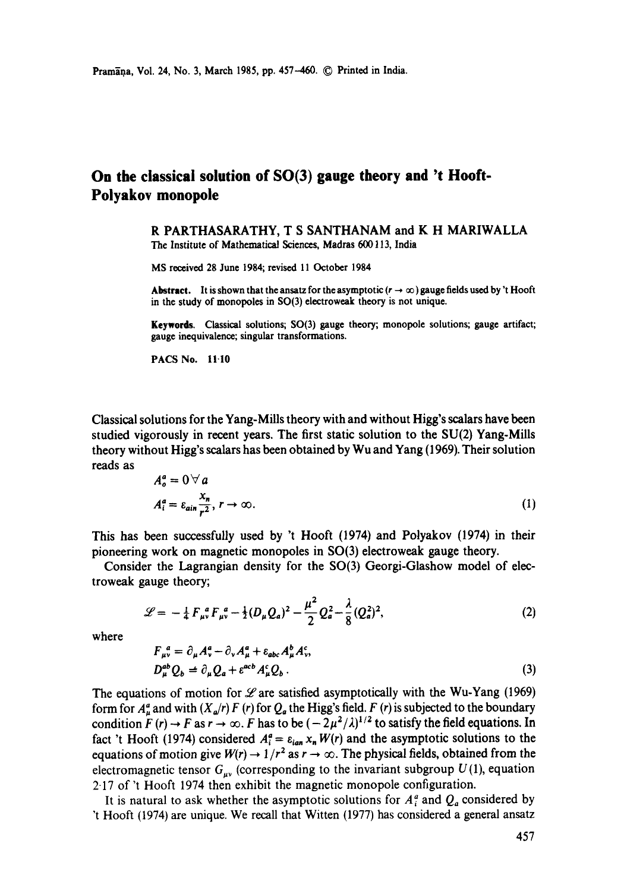# On the classical solution of SO(3) gauge theory and 't Hooft-Polyakov monopole

R PARTHASARATHY, T S SANTHANAM and K H MARIWALLA

The Institute of Mathematical Sciences, Madras 600 113, India

MS received 28 June 1984; revised 11 October 1984

**Abstract.** It is shown that the ansatz for the asymptotic ($r \to \infty$) gauge fields used by 't Hooft in the study of monopoles in SO(3) electroweak theory is not unique.

**Keywords.** Classical solutions; SO(3) gauge theory; monopole solutions; gauge artifact; gauge inequivalence; singular transformations.

**PACS No.** 11·10

Classical solutions for the Yang-Mills theory with and without Higg's scalars have been studied vigorously in recent years. The first static solution to the SU(2) Yang-Mills theory without Higg's scalars has been obtained by Wu and Yang (1969). Their solution reads as

$$
\begin{aligned}
A_o^a &= 0 \,\forall\, a \\
A_i^a &= \varepsilon_{ain} \frac{x_n}{r^2}, \; r \to \infty.
\end{aligned} \tag{1}
$$

This has been successfully used by 't Hooft (1974) and Polyakov (1974) in their pioneering work on magnetic monopoles in SO(3) electroweak gauge theory.

Consider the Lagrangian density for the SO(3) Georgi-Glashow model of electroweak gauge theory;

$$
\mathscr{L} = -\tfrac{1}{4} F_{\mu\nu}^{\,a} F_{\mu\nu}^{\,a} - \tfrac{1}{2}(D_\mu Q_a)^2 - \frac{\mu^2}{2} Q_a^2 - \frac{\lambda}{8}(Q_a^2)^2, \tag{2}
$$

where

$$
\begin{aligned}
F_{\mu\nu}^{\,a} &= \partial_\mu A_\nu^a - \partial_\nu A_\mu^a + \varepsilon_{abc} A_\mu^b A_\nu^c, \\
D_\mu^{ab} Q_b &\doteq \partial_\mu Q_a + \varepsilon^{acb} A_\mu^c Q_b .
\end{aligned} \tag{3}
$$

The equations of motion for $\mathscr{L}$ are satisfied asymptotically with the Wu-Yang (1969) form for $A_\mu^a$ and with $(X_a/r)\, F(r)$ for $Q_a$ the Higg's field. $F(r)$ is subjected to the boundary condition $F(r) \to F$ as $r \to \infty$. $F$ has to be $(-2\mu^2/\lambda)^{1/2}$ to satisfy the field equations. In fact 't Hooft (1974) considered $A_i^a = \varepsilon_{ian}\, x_n\, W(r)$ and the asymptotic solutions to the equations of motion give $W(r) \to 1/r^2$ as $r \to \infty$. The physical fields, obtained from the electromagnetic tensor $G_{\mu\nu}$ (corresponding to the invariant subgroup $U(1)$, equation 2·17 of 't Hooft 1974 then exhibit the magnetic monopole configuration.

It is natural to ask whether the asymptotic solutions for $A_i^a$ and $Q_a$ considered by 't Hooft (1974) are unique. We recall that Witten (1977) has considered a general ansatz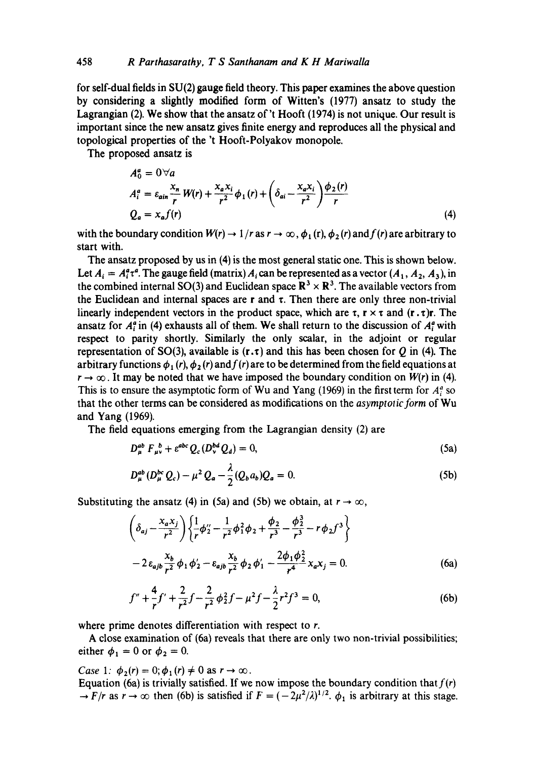for self-dual fields in SU(2) gauge field theory. This paper examines the above question by considering a slightly modified form of Witten's (1977) ansatz to study the Lagrangian (2). We show that the ansatz of 't Hooft (1974) is not unique. Our result is important since the new ansatz gives finite energy and reproduces all the physical and topological properties of the 't Hooft-Polyakov monopole.

The proposed ansatz is

$$
\begin{aligned}
A_0^a &= 0 \forall a \\
A_i^a &= \varepsilon_{ain}\frac{x_n}{r}W(r) + \frac{x_a x_i}{r^2}\phi_1(r) + \left(\delta_{ai} - \frac{x_a x_i}{r^2}\right)\frac{\phi_2(r)}{r} \\
Q_a &= x_a f(r)
\end{aligned}
\tag{4}
$$

with the boundary condition $W(r) \to 1/r$ as $r \to \infty$, $\phi_1(r)$, $\phi_2(r)$ and $f(r)$ are arbitrary to start with.

The ansatz proposed by us in (4) is the most general static one. This is shown below. Let $A_i = A_i^a \tau^a$. The gauge field (matrix) $A_i$ can be represented as a vector $(A_1, A_2, A_3)$, in the combined internal SO(3) and Euclidean space $\mathbf{R}^3 \times \mathbf{R}^3$. The available vectors from the Euclidean and internal spaces are $\mathbf{r}$ and $\boldsymbol{\tau}$. Then there are only three non-trivial linearly independent vectors in the product space, which are $\boldsymbol{\tau}$, $\mathbf{r} \times \boldsymbol{\tau}$ and $(\mathbf{r}.\boldsymbol{\tau})\mathbf{r}$. The ansatz for $A_i^a$ in (4) exhausts all of them. We shall return to the discussion of $A_i^a$ with respect to parity shortly. Similarly the only scalar, in the adjoint or regular representation of SO(3), available is $(\mathbf{r}.\boldsymbol{\tau})$ and this has been chosen for $Q$ in (4). The arbitrary functions $\phi_1(r)$, $\phi_2(r)$ and $f(r)$ are to be determined from the field equations at $r \to \infty$. It may be noted that we have imposed the boundary condition on $W(r)$ in (4). This is to ensure the asymptotic form of Wu and Yang (1969) in the first term for $A_i^a$ so that the other terms can be considered as modifications on the *asymptotic form* of Wu and Yang (1969).

The field equations emerging from the Lagrangian density (2) are

$$
D_\mu^{ab} F_{\mu\nu}^{\ b} + \varepsilon^{abc} Q_c (D_\nu^{bd} Q_d) = 0, \tag{5a}
$$

$$
D_\mu^{ab}(D_\mu^{bc} Q_c) - \mu^2 Q_a - \frac{\lambda}{2}(Q_b a_b) Q_a = 0. \tag{5b}
$$

Substituting the ansatz (4) in (5a) and (5b) we obtain, at $r \to \infty$,

$$
\begin{aligned}
&\left(\delta_{aj} - \frac{x_a x_j}{r^2}\right)\left\{\frac{1}{r}\phi_2'' - \frac{1}{r^2}\phi_1^2\phi_2 + \frac{\phi_2}{r^3} - \frac{\phi_2^3}{r^3} - r\phi_2 f^3\right\} \\
&- 2\varepsilon_{ajb}\frac{x_b}{r^2}\phi_1\phi_2' - \varepsilon_{ajb}\frac{x_b}{r^2}\phi_2\phi_1' - \frac{2\phi_1\phi_2^2}{r^4}x_a x_j = 0.
\end{aligned}
\tag{6a}
$$

$$
f'' + \frac{4}{r}f' + \frac{2}{r^2}f - \frac{2}{r^2}\phi_2^2 f - \mu^2 f - \frac{\lambda}{2}r^2 f^3 = 0, \tag{6b}
$$

where prime denotes differentiation with respect to $r$.

A close examination of (6a) reveals that there are only two non-trivial possibilities; either $\phi_1 = 0$ or $\phi_2 = 0$.

*Case 1:* $\phi_2(r) = 0$; $\phi_1(r) \neq 0$ as $r \to \infty$.

Equation (6a) is trivially satisfied. If we now impose the boundary condition that $f(r) \to F/r$ as $r \to \infty$ then (6b) is satisfied if $F = (-2\mu^2/\lambda)^{1/2}$. $\phi_1$ is arbitrary at this stage.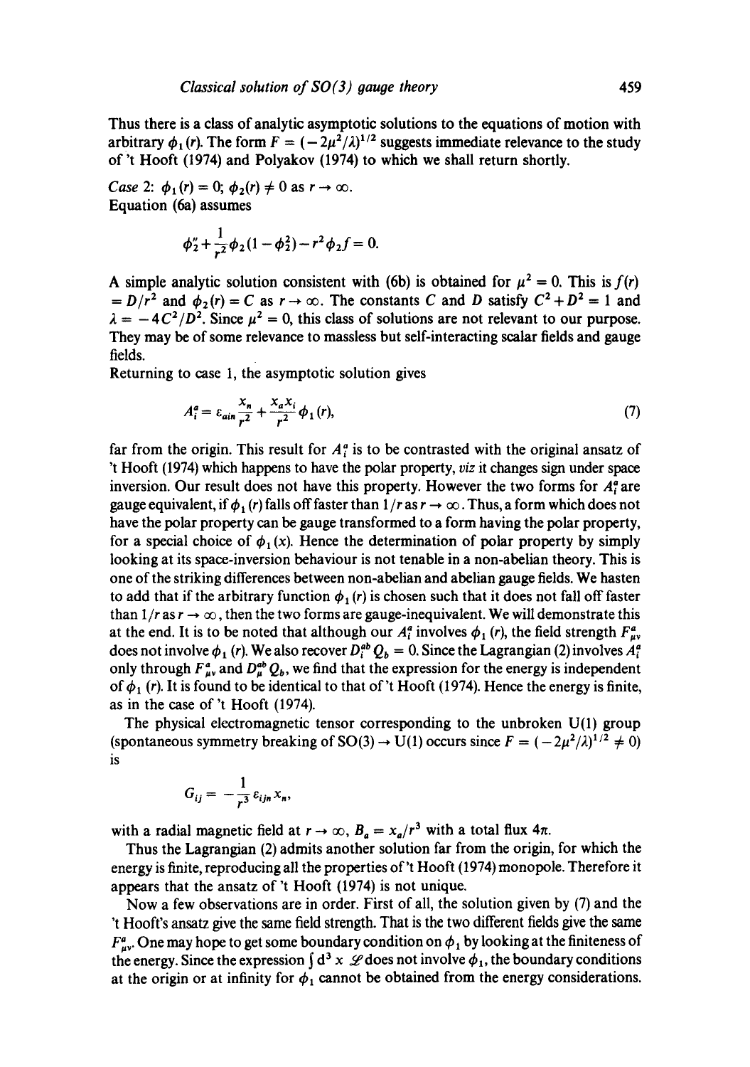Thus there is a class of analytic asymptotic solutions to the equations of motion with arbitrary $\phi_1(r)$. The form $F = (-2\mu^2/\lambda)^{1/2}$ suggests immediate relevance to the study of 't Hooft (1974) and Polyakov (1974) to which we shall return shortly.

*Case 2*: $\phi_1(r) = 0$; $\phi_2(r) \neq 0$ as $r \to \infty$.
Equation (6a) assumes

$$\phi_2'' + \frac{1}{r^2}\phi_2(1-\phi_2^2) - r^2\phi_2 f = 0.$$

A simple analytic solution consistent with (6b) is obtained for $\mu^2 = 0$. This is $f(r) = D/r^2$ and $\phi_2(r) = C$ as $r \to \infty$. The constants $C$ and $D$ satisfy $C^2 + D^2 = 1$ and $\lambda = -4C^2/D^2$. Since $\mu^2 = 0$, this class of solutions are not relevant to our purpose. They may be of some relevance to massless but self-interacting scalar fields and gauge fields.

Returning to case 1, the asymptotic solution gives

$$A_i^a = \varepsilon_{ain}\frac{x_n}{r^2} + \frac{x_a x_i}{r^2}\phi_1(r), \tag{7}$$

far from the origin. This result for $A_i^a$ is to be contrasted with the original ansatz of 't Hooft (1974) which happens to have the polar property, *viz* it changes sign under space inversion. Our result does not have this property. However the two forms for $A_i^a$ are gauge equivalent, if $\phi_1(r)$ falls off faster than $1/r$ as $r \to \infty$. Thus, a form which does not have the polar property can be gauge transformed to a form having the polar property, for a special choice of $\phi_1(x)$. Hence the determination of polar property by simply looking at its space-inversion behaviour is not tenable in a non-abelian theory. This is one of the striking differences between non-abelian and abelian gauge fields. We hasten to add that if the arbitrary function $\phi_1(r)$ is chosen such that it does not fall off faster than $1/r$ as $r \to \infty$, then the two forms are gauge-inequivalent. We will demonstrate this at the end. It is to be noted that although our $A_i^a$ involves $\phi_1(r)$, the field strength $F_{\mu\nu}^a$ does not involve $\phi_1(r)$. We also recover $D_i^{ab}Q_b = 0$. Since the Lagrangian (2) involves $A_i^a$ only through $F_{\mu\nu}^a$ and $D_\mu^{ab}Q_b$, we find that the expression for the energy is independent of $\phi_1(r)$. It is found to be identical to that of 't Hooft (1974). Hence the energy is finite, as in the case of 't Hooft (1974).

The physical electromagnetic tensor corresponding to the unbroken U(1) group (spontaneous symmetry breaking of SO(3) $\to$ U(1) occurs since $F = (-2\mu^2/\lambda)^{1/2} \neq 0$) is

$$G_{ij} = -\frac{1}{r^3}\varepsilon_{ijn}x_n,$$

with a radial magnetic field at $r \to \infty$, $B_a = x_a/r^3$ with a total flux $4\pi$.

Thus the Lagrangian (2) admits another solution far from the origin, for which the energy is finite, reproducing all the properties of 't Hooft (1974) monopole. Therefore it appears that the ansatz of 't Hooft (1974) is not unique.

Now a few observations are in order. First of all, the solution given by (7) and the 't Hooft's ansatz give the same field strength. That is the two different fields give the same $F_{\mu\nu}^a$. One may hope to get some boundary condition on $\phi_1$ by looking at the finiteness of the energy. Since the expression $\int d^3x\, \mathscr{L}$ does not involve $\phi_1$, the boundary conditions at the origin or at infinity for $\phi_1$ cannot be obtained from the energy considerations.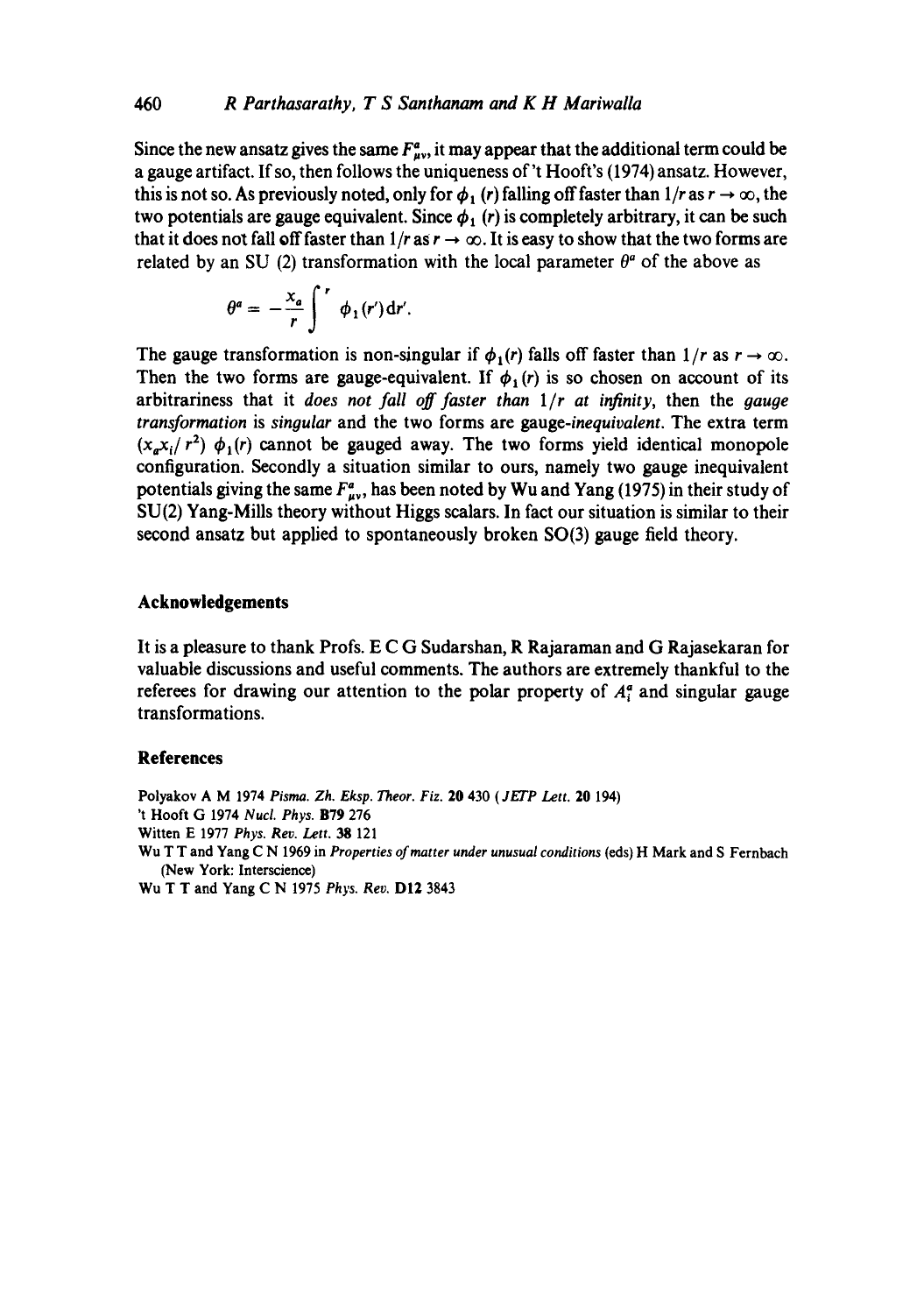Since the new ansatz gives the same $F^a_{\mu\nu}$, it may appear that the additional term could be a gauge artifact. If so, then follows the uniqueness of 't Hooft's (1974) ansatz. However, this is not so. As previously noted, only for $\phi_1(r)$ falling off faster than $1/r$ as $r \to \infty$, the two potentials are gauge equivalent. Since $\phi_1(r)$ is completely arbitrary, it can be such that it does not fall off faster than $1/r$ as $r \to \infty$. It is easy to show that the two forms are related by an SU (2) transformation with the local parameter $\theta^a$ of the above as

$$\theta^a = -\frac{x_a}{r}\int^r \phi_1(r')\,\mathrm{d}r'.$$

The gauge transformation is non-singular if $\phi_1(r)$ falls off faster than $1/r$ as $r \to \infty$. Then the two forms are gauge-equivalent. If $\phi_1(r)$ is so chosen on account of its arbitrariness that it *does not fall off faster than* $1/r$ *at infinity*, then the *gauge transformation* is *singular* and the two forms are gauge-*inequivalent*. The extra term $(x_a x_i/r^2)\,\phi_1(r)$ cannot be gauged away. The two forms yield identical monopole configuration. Secondly a situation similar to ours, namely two gauge inequivalent potentials giving the same $F^a_{\mu\nu}$, has been noted by Wu and Yang (1975) in their study of SU(2) Yang-Mills theory without Higgs scalars. In fact our situation is similar to their second ansatz but applied to spontaneously broken SO(3) gauge field theory.

## Acknowledgements

It is a pleasure to thank Profs. E C G Sudarshan, R Rajaraman and G Rajasekaran for valuable discussions and useful comments. The authors are extremely thankful to the referees for drawing our attention to the polar property of $A^a_i$ and singular gauge transformations.

## References

Polyakov A M 1974 *Pisma. Zh. Eksp. Theor. Fiz.* **20** 430 (*JETP Lett.* **20** 194)

't Hooft G 1974 *Nucl. Phys.* **B79** 276

Witten E 1977 *Phys. Rev. Lett.* **38** 121

Wu T T and Yang C N 1969 in *Properties of matter under unusual conditions* (eds) H Mark and S Fernbach (New York: Interscience)

Wu T T and Yang C N 1975 *Phys. Rev.* **D12** 3843